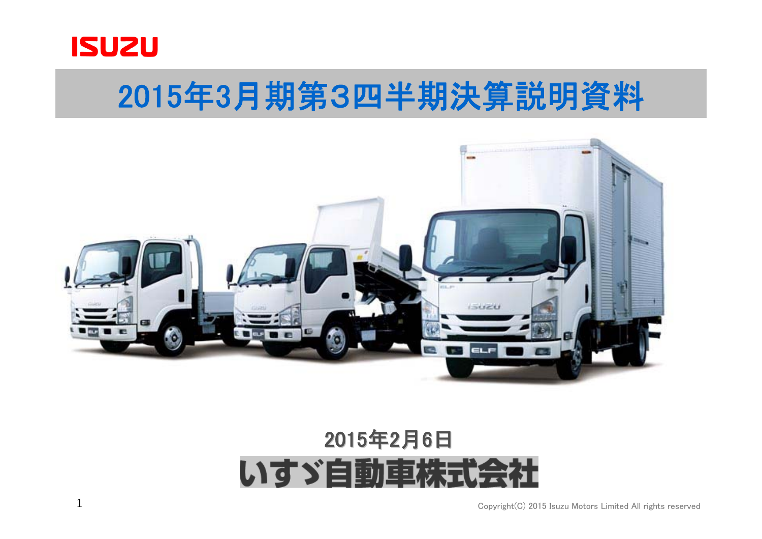ISUZU

# 2015年3月期第3四半期決算説明資料

2015年2月6日

いすゞ自動車株式会社

Copyright(C) 2015 Isuzu Motors Limited All rights reserved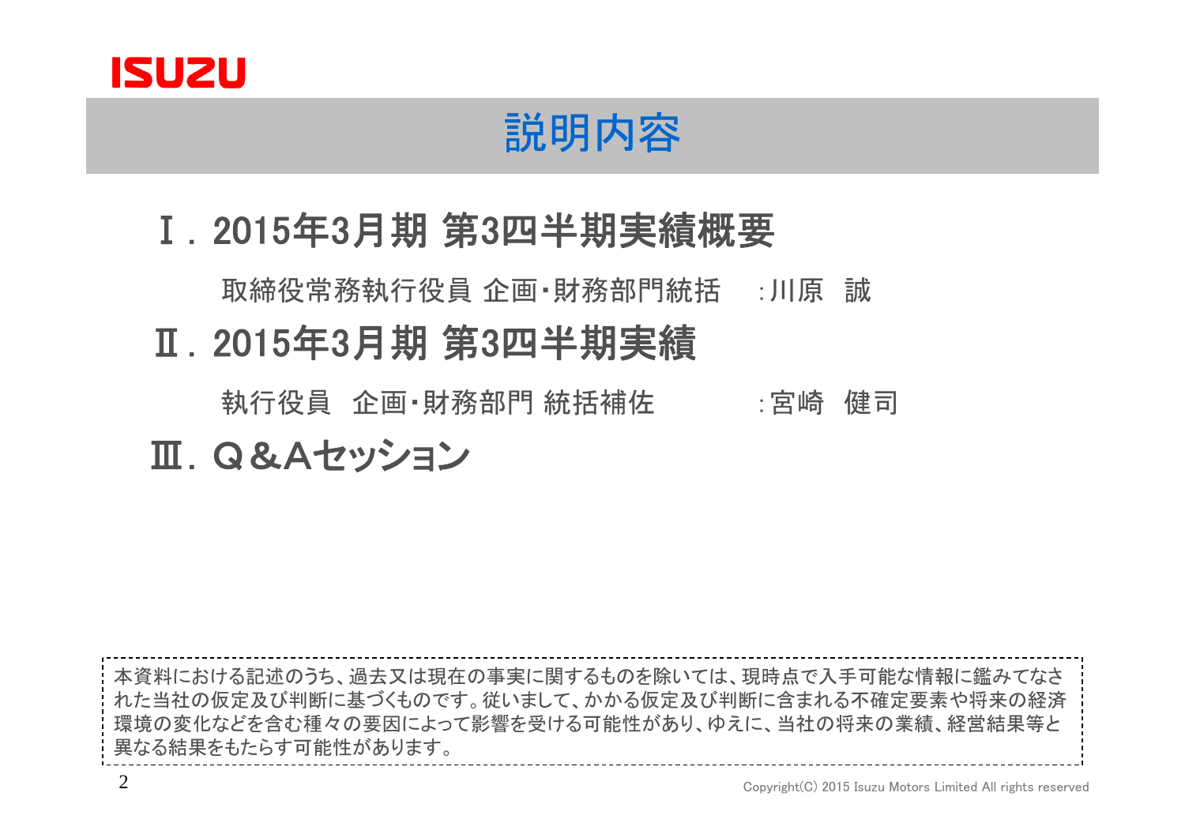# 説明内容

## Ⅰ. 2015年3月期 第3四半期実績概要

取締役常務執行役員 企画･財務部門統括　:川原　誠

## Ⅱ. 2015年3月期 第3四半期実績

執行役員　企画･財務部門 統括補佐　:宮崎　健司

## Ⅲ. Ｑ＆Ａセッション

本資料における記述のうち、過去又は現在の事実に関するものを除いては、現時点で入手可能な情報に鑑みてなされた当社の仮定及び判断に基づくものです。従いまして、かかる仮定及び判断に含まれる不確定要素や将来の経済環境の変化などを含む種々の要因によって影響を受ける可能性があり、ゆえに、当社の将来の業績、経営結果等と異なる結果をもたらす可能性があります。

Copyright(C) 2015 Isuzu Motors Limited All rights reserved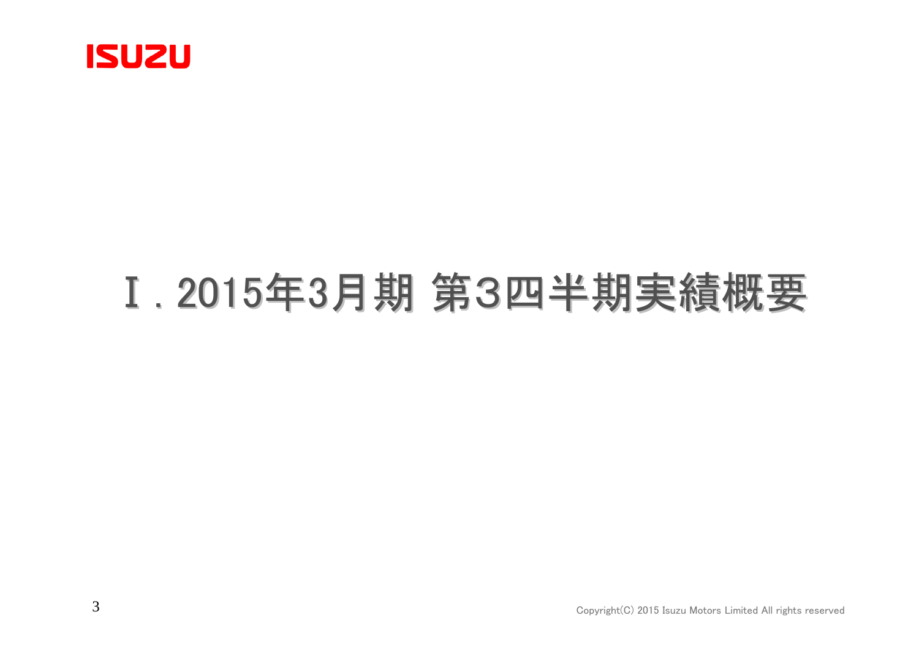# Ⅰ．2015年3月期 第3四半期実績概要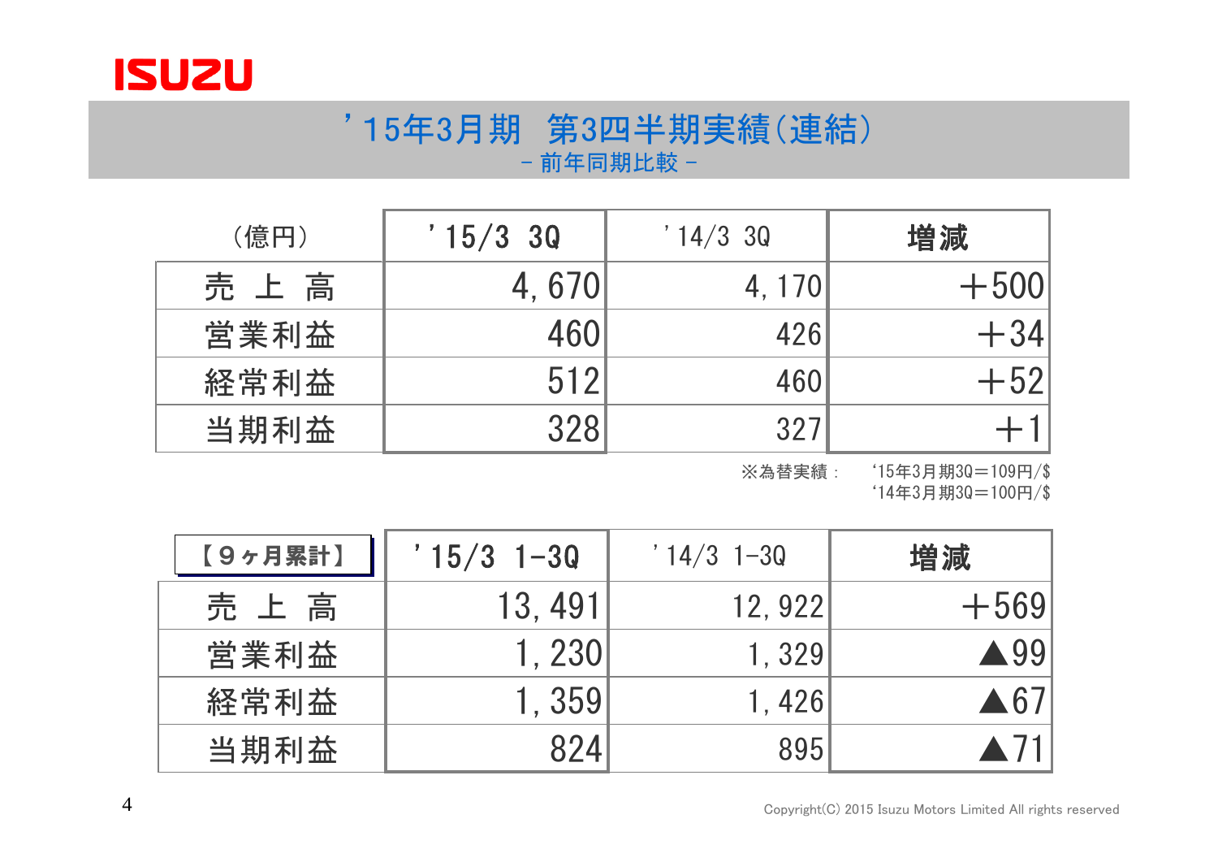ISUZU

# ’15年3月期　第3四半期実績(連結)

－ 前年同期比較 －

| (億円) | ’15/3 3Q | ’14/3 3Q | 増減 |
|---|---|---|---|
| 売 上 高 | 4,670 | 4,170 | ＋500 |
| 営業利益 | 460 | 426 | ＋34 |
| 経常利益 | 512 | 460 | ＋52 |
| 当期利益 | 328 | 327 | ＋1 |

※為替実績： ‘15年3月期3Q＝109円/$
‘14年3月期3Q＝100円/$

| 【９ヶ月累計】 | ’15/3 1-3Q | ’14/3 1-3Q | 増減 |
|---|---|---|---|
| 売 上 高 | 13,491 | 12,922 | ＋569 |
| 営業利益 | 1,230 | 1,329 | ▲99 |
| 経常利益 | 1,359 | 1,426 | ▲67 |
| 当期利益 | 824 | 895 | ▲71 |

Copyright(C) 2015 Isuzu Motors Limited All rights reserved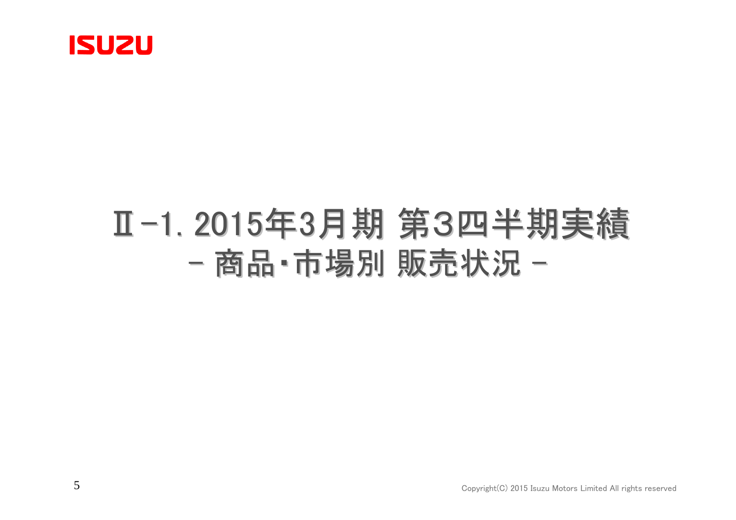# Ⅱ-1. 2015年3月期 第3四半期実績
## - 商品・市場別 販売状況 -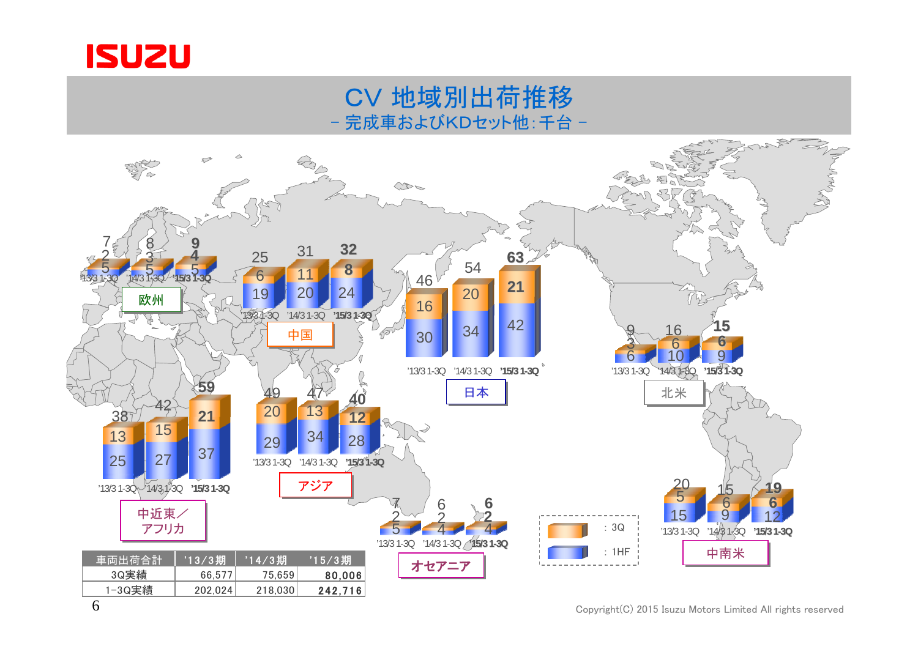# CV 地域別出荷推移

－ 完成車およびKDセット他：千台 －

| 地域 | 期間 | 1HF | 3Q | 合計 |
|---|---|---|---|---|
| 欧州 | '13/3 1-3Q | 5 | 2 | 7 |
| | '14/3 1-3Q | 5 | 3 | 8 |
| | '15/3 1-3Q | 5 | 4 | 9 |
| 中国 | '13/3 1-3Q | 19 | 6 | 25 |
| | '14/3 1-3Q | 20 | 11 | 31 |
| | '15/3 1-3Q | 24 | 8 | 32 |
| 日本 | '13/3 1-3Q | 30 | 16 | 46 |
| | '14/3 1-3Q | 34 | 20 | 54 |
| | '15/3 1-3Q | 42 | 21 | 63 |
| 北米 | '13/3 1-3Q | 6 | 3 | 9 |
| | '14/3 1-3Q | 10 | 6 | 16 |
| | '15/3 1-3Q | 9 | 6 | 15 |
| 中近東／アフリカ | '13/3 1-3Q | 25 | 13 | 38 |
| | '14/3 1-3Q | 27 | 15 | 42 |
| | '15/3 1-3Q | 37 | 21 | 59 |
| アジア | '13/3 1-3Q | 29 | 20 | 49 |
| | '14/3 1-3Q | 34 | 13 | 47 |
| | '15/3 1-3Q | 28 | 12 | 40 |
| オセアニア | '13/3 1-3Q | 5 | 2 | 7 |
| | '14/3 1-3Q | 4 | 2 | 6 |
| | '15/3 1-3Q | 4 | 2 | 6 |
| 中南米 | '13/3 1-3Q | 15 | 5 | 20 |
| | '14/3 1-3Q | 9 | 6 | 15 |
| | '15/3 1-3Q | 12 | 6 | 19 |

| 車両出荷合計 | '13/3期 | '14/3期 | '15/3期 |
|---|---|---|---|
| 3Q実績 | 66,577 | 75,659 | **80,006** |
| 1-3Q実績 | 202,024 | 218,030 | **242,716** |

Copyright(C) 2015 Isuzu Motors Limited All rights reserved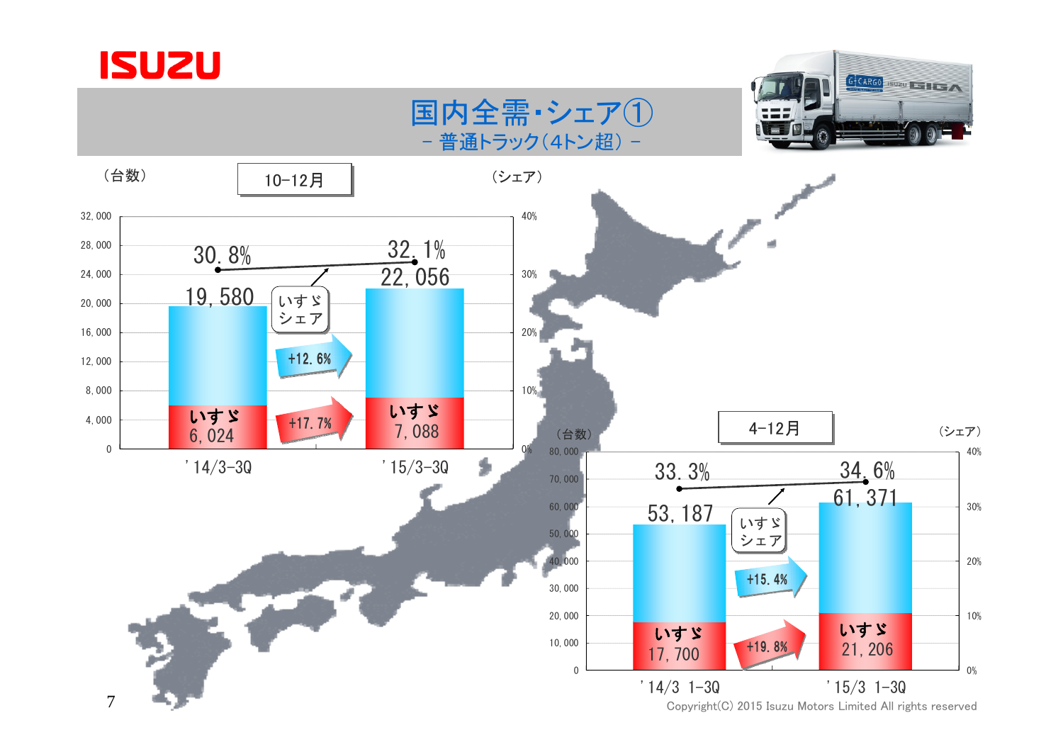# 国内全需・シェア①

## － 普通トラック（4トン超） －

### 10-12月

| | '14/3-3Q | '15/3-3Q | 増減 |
|---|---|---|---|
| 全需（台数） | 19,580 | 22,056 | +12.6% |
| いすゞ（台数） | 6,024 | 7,088 | +17.7% |
| いすゞシェア | 30.8% | 32.1% | |

### 4-12月

| | '14/3 1-3Q | '15/3 1-3Q | 増減 |
|---|---|---|---|
| 全需（台数） | 53,187 | 61,371 | +15.4% |
| いすゞ（台数） | 17,700 | 21,206 | +19.8% |
| いすゞシェア | 33.3% | 34.6% | |

Copyright(C) 2015 Isuzu Motors Limited All rights reserved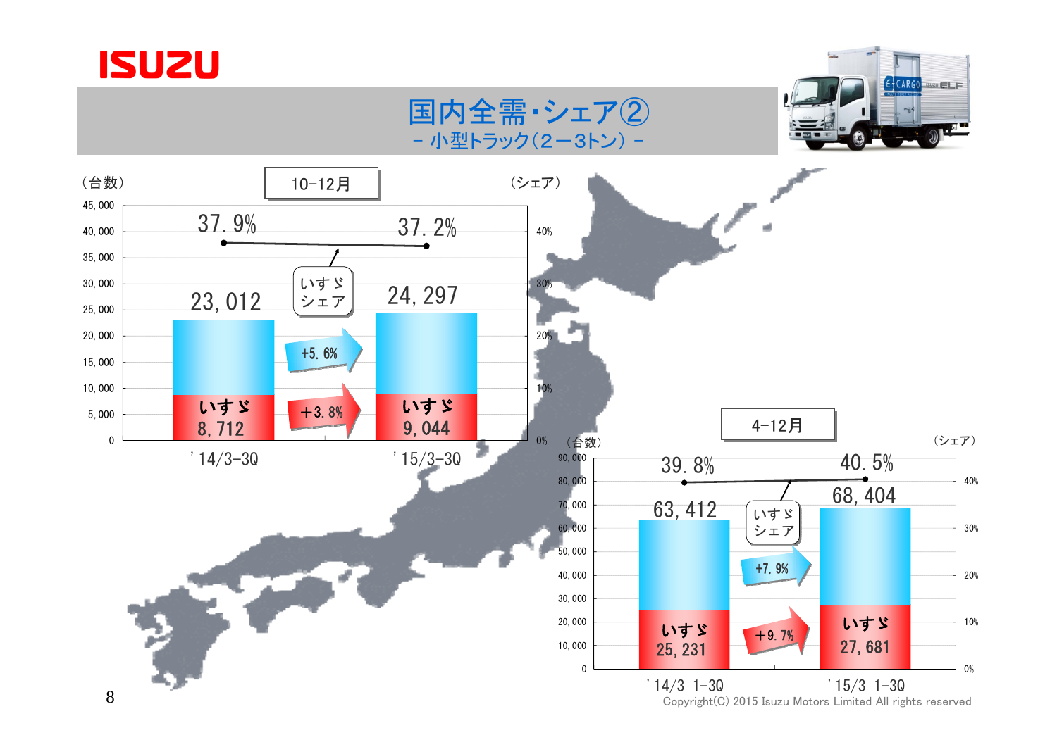# 国内全需・シェア②

－ 小型トラック（２－３トン） －

## 10-12月

| | '14/3-3Q | '15/3-3Q | 増減 |
|---|---|---|---|
| 全需（台数） | 23,012 | 24,297 | +5.6% |
| いすゞ（台数） | 8,712 | 9,044 | +3.8% |
| いすゞシェア | 37.9% | 37.2% | |

## 4-12月

| | '14/3 1-3Q | '15/3 1-3Q | 増減 |
|---|---|---|---|
| 全需（台数） | 63,412 | 68,404 | +7.9% |
| いすゞ（台数） | 25,231 | 27,681 | +9.7% |
| いすゞシェア | 39.8% | 40.5% | |

Copyright(C) 2015 Isuzu Motors Limited All rights reserved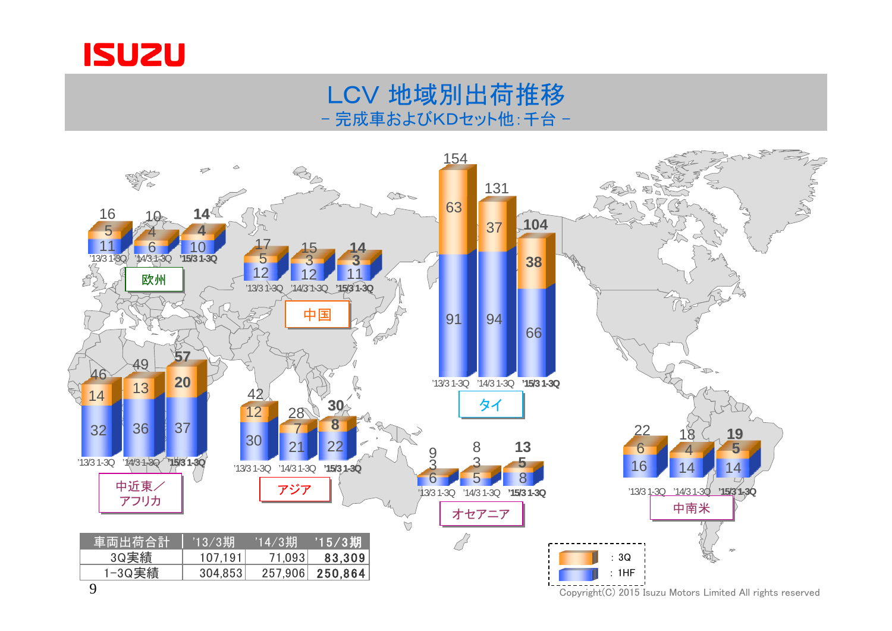# LCV 地域別出荷推移

－ 完成車およびKDセット他：千台 －

## 欧州

| | '13/3 1-3Q | '14/3 1-3Q | '15/3 1-3Q |
|---|---|---|---|
| 3Q | 5 | 4 | 4 |
| 1HF | 11 | 6 | 10 |
| 合計 | 16 | 10 | 14 |

## 中国

| | '13/3 1-3Q | '14/3 1-3Q | '15/3 1-3Q |
|---|---|---|---|
| 3Q | 5 | 3 | 3 |
| 1HF | 12 | 12 | 11 |
| 合計 | 17 | 15 | 14 |

## タイ

| | '13/3 1-3Q | '14/3 1-3Q | '15/3 1-3Q |
|---|---|---|---|
| 3Q | 63 | 37 | 38 |
| 1HF | 91 | 94 | 66 |
| 合計 | 154 | 131 | 104 |

## 中近東／アフリカ

| | '13/3 1-3Q | '14/3 1-3Q | '15/3 1-3Q |
|---|---|---|---|
| 3Q | 14 | 13 | 20 |
| 1HF | 32 | 36 | 37 |
| 合計 | 46 | 49 | 57 |

## アジア

| | '13/3 1-3Q | '14/3 1-3Q | '15/3 1-3Q |
|---|---|---|---|
| 3Q | 12 | 7 | 8 |
| 1HF | 30 | 21 | 22 |
| 合計 | 42 | 28 | 30 |

## オセアニア

| | '13/3 1-3Q | '14/3 1-3Q | '15/3 1-3Q |
|---|---|---|---|
| 3Q | 3 | 3 | 5 |
| 1HF | 6 | 5 | 8 |
| 合計 | 9 | 8 | 13 |

## 中南米

| | '13/3 1-3Q | '14/3 1-3Q | '15/3 1-3Q |
|---|---|---|---|
| 3Q | 6 | 4 | 5 |
| 1HF | 16 | 14 | 14 |
| 合計 | 22 | 18 | 19 |

| 車両出荷合計 | '13/3期 | '14/3期 | '15/3期 |
|---|---|---|---|
| 3Q実績 | 107,191 | 71,093 | **83,309** |
| 1-3Q実績 | 304,853 | 257,906 | **250,864** |

凡例：オレンジ：3Q　青：1HF

Copyright(C) 2015 Isuzu Motors Limited All rights reserved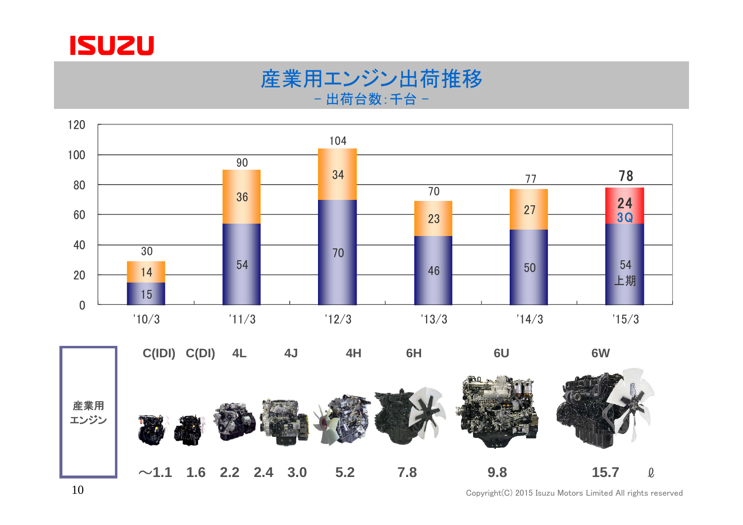# 産業用エンジン出荷推移

－ 出荷台数：千台 －

| 年度 | 下段 | 上段 | 合計 |
|---|---|---|---|
| '10/3 | 15 | 14 | 30 |
| '11/3 | 54 | 36 | 90 |
| '12/3 | 70 | 34 | 104 |
| '13/3 | 46 | 23 | 70 |
| '14/3 | 50 | 27 | 77 |
| '15/3 | 54 上期 | 24 3Q | 78 |

**産業用エンジン**

| C(IDI) | C(DI) | 4L | 4J | | 4H | 6H | 6U | 6W |
|---|---|---|---|---|---|---|---|---|
| ～1.1 | 1.6 | 2.2 | 2.4 | 3.0 | 5.2 | 7.8 | 9.8 | 15.7 ℓ |

Copyright(C) 2015 Isuzu Motors Limited All rights reserved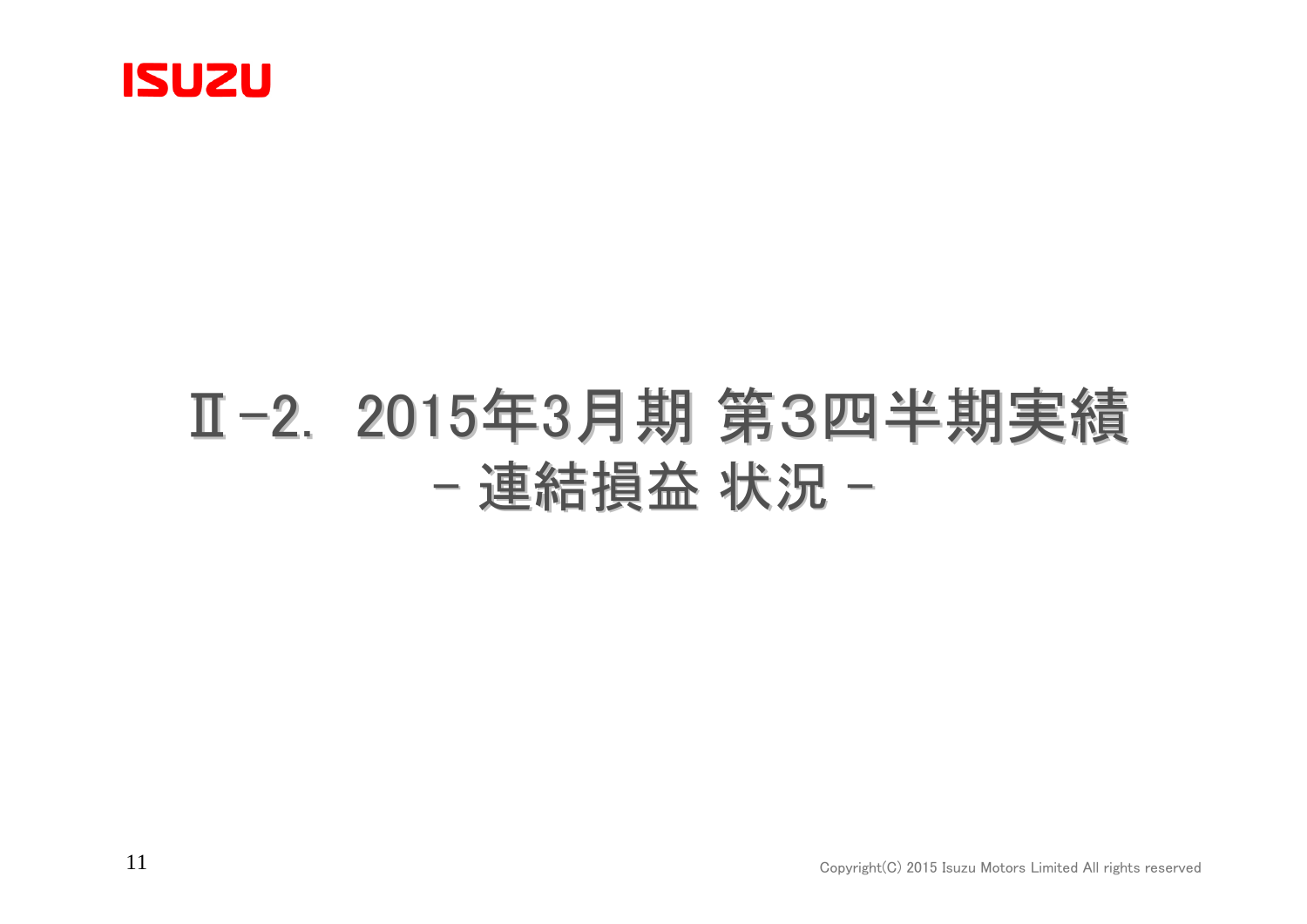# Ⅱ-2. 2015年3月期 第3四半期実績
## - 連結損益 状況 -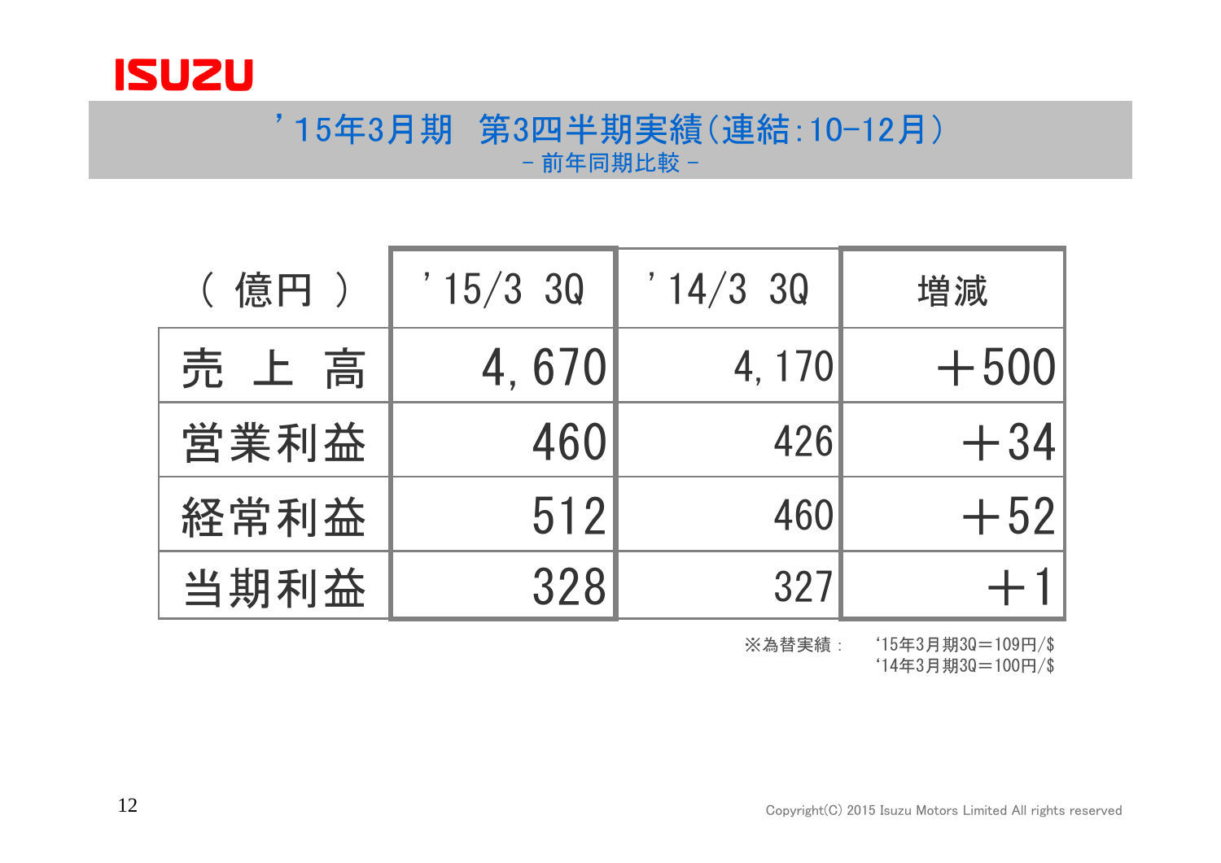ISUZU

## ’15年3月期　第3四半期実績(連結:10-12月)

－ 前年同期比較 －

| ( 億円 ) | ’15/3 3Q | ’14/3 3Q | 増減 |
|---|---|---|---|
| 売 上 高 | 4,670 | 4,170 | ＋500 |
| 営業利益 | 460 | 426 | ＋34 |
| 経常利益 | 512 | 460 | ＋52 |
| 当期利益 | 328 | 327 | ＋1 |

※為替実績：　‘15年3月期3Q＝109円/$
‘14年3月期3Q＝100円/$

Copyright(C) 2015 Isuzu Motors Limited All rights reserved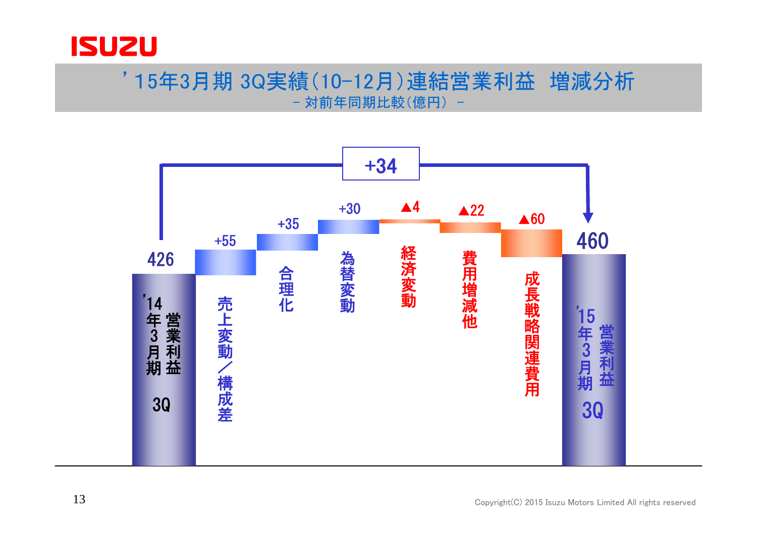# ’15年3月期 3Q実績(10-12月)連結営業利益 増減分析

－ 対前年同期比較(億円) －

| 項目 | 金額 |
| --- | --- |
| ’14年3月期 3Q 営業利益 | 426 |
| 売上変動／構成差 | +55 |
| 合理化 | +35 |
| 為替変動 | +30 |
| 経済変動 | ▲4 |
| 費用増減他 | ▲22 |
| 成長戦略関連費用 | ▲60 |
| ’15年3月期 3Q 営業利益 | 460 |

+34

Copyright(C) 2015 Isuzu Motors Limited All rights reserved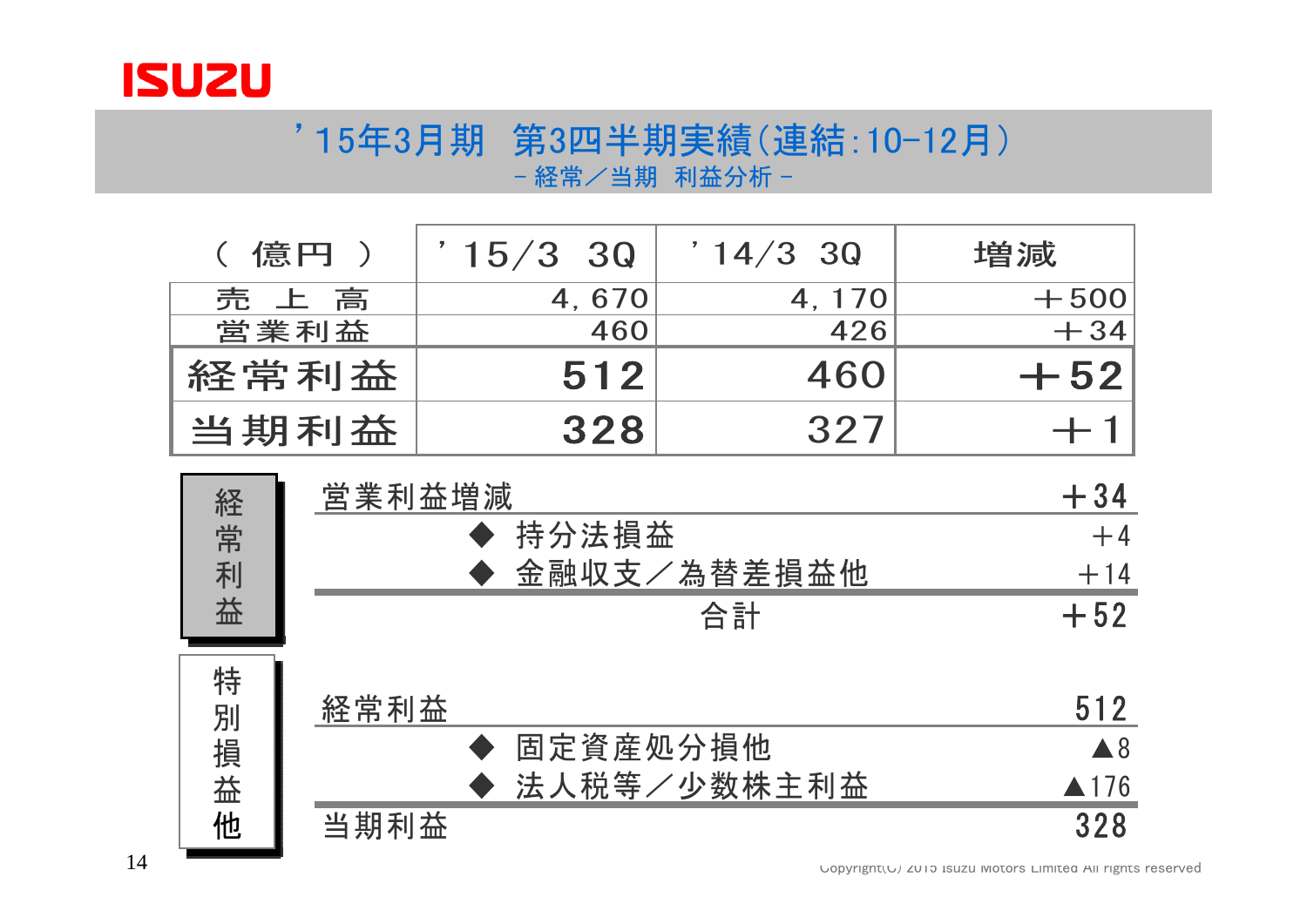ISUZU

# ’15年3月期　第3四半期実績(連結:10-12月)

## - 経常／当期　利益分析 -

| ( 億円 ) | ’15/3　3Q | ’14/3　3Q | 増減 |
|---|---|---|---|
| 売　上　高 | 4, 670 | 4, 170 | ＋500 |
| 営業利益 | 460 | 426 | ＋34 |
| **経常利益** | **512** | 460 | **＋52** |
| **当期利益** | **328** | 327 | ＋1 |

### 経常利益

| 項目 | 金額 |
|---|---|
| 営業利益増減 | ＋34 |
| ◆ 持分法損益 | ＋4 |
| ◆ 金融収支／為替差損益他 | ＋14 |
| 合計 | ＋52 |

### 特別損益他

| 項目 | 金額 |
|---|---|
| 経常利益 | 512 |
| ◆ 固定資産処分損他 | ▲8 |
| ◆ 法人税等／少数株主利益 | ▲176 |
| 当期利益 | 328 |

Copyright(C) 2015 Isuzu Motors Limited All rights reserved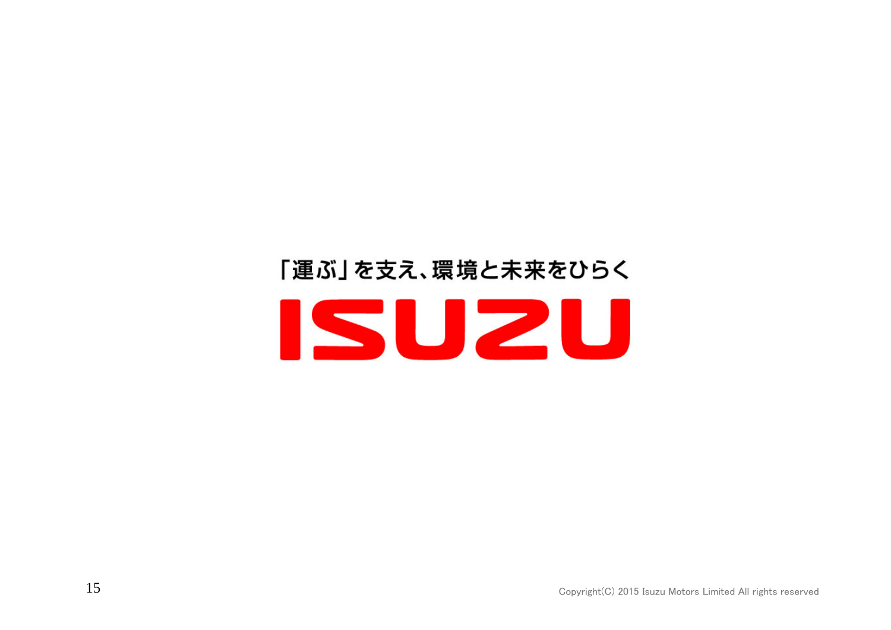「運ぶ」を支え、環境と未来をひらく

ISUZU

Copyright(C) 2015 Isuzu Motors Limited All rights reserved